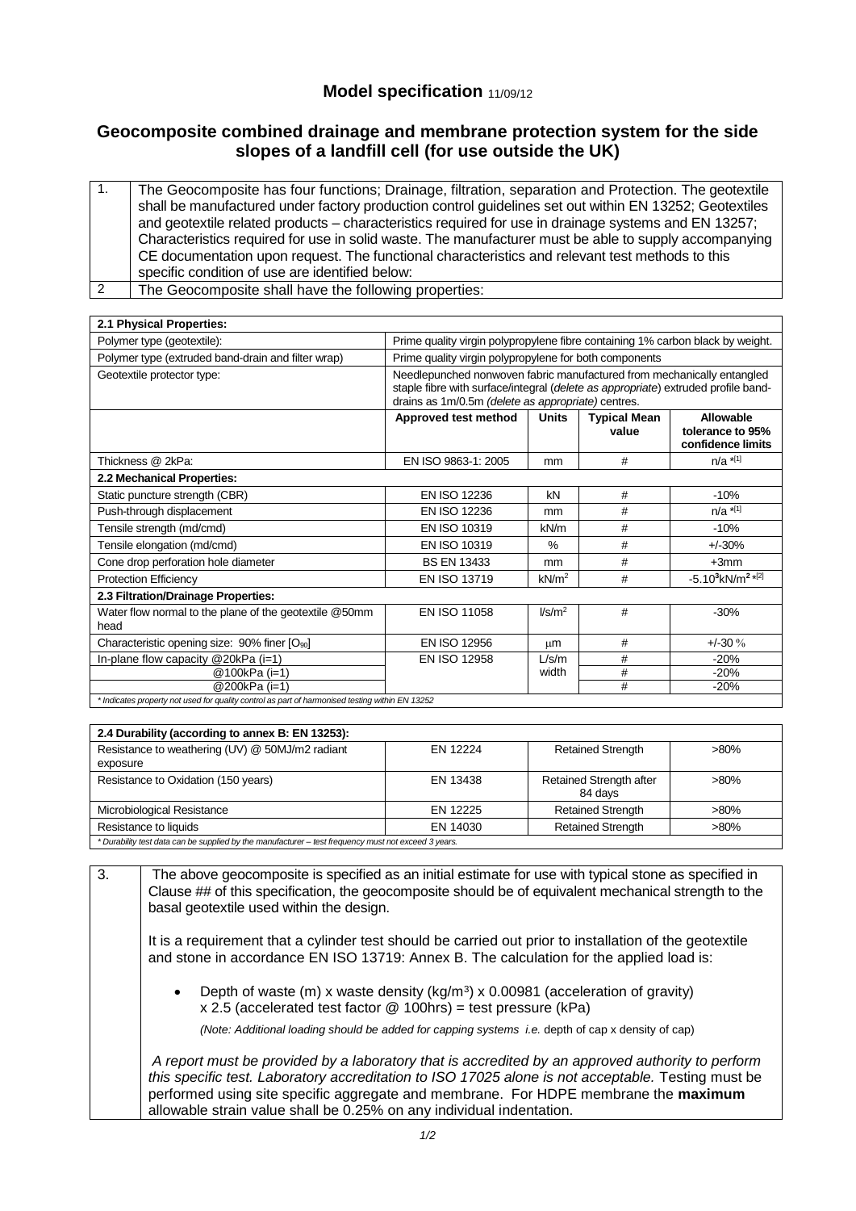# Model specification 11/09/12

## Geocomposite combined drainage and membrane protection system for the side slopes of a landfill cell (for use outside the UK)

| | |
|---|---|
| 1. | The Geocomposite has four functions; Drainage, filtration, separation and Protection. The geotextile shall be manufactured under factory production control guidelines set out within EN 13252; Geotextiles and geotextile related products – characteristics required for use in drainage systems and EN 13257; Characteristics required for use in solid waste. The manufacturer must be able to supply accompanying CE documentation upon request. The functional characteristics and relevant test methods to this specific condition of use are identified below: |
| 2 | The Geocomposite shall have the following properties: |

| **2.1 Physical Properties:** | | | | |
|---|---|---|---|---|
| Polymer type (geotextile): | Prime quality virgin polypropylene fibre containing 1% carbon black by weight. | | | |
| Polymer type (extruded band-drain and filter wrap) | Prime quality virgin polypropylene for both components | | | |
| Geotextile protector type: | Needlepunched nonwoven fabric manufactured from mechanically entangled staple fibre with surface/integral (*delete as appropriate*) extruded profile band-drains as 1m/0.5m (*delete as appropriate*) centres. | | | |
| | **Approved test method** | **Units** | **Typical Mean value** | **Allowable tolerance to 95% confidence limits** |
| Thickness @ 2kPa: | EN ISO 9863-1: 2005 | mm | # | n/a *[1] |
| **2.2 Mechanical Properties:** | | | | |
| Static puncture strength (CBR) | EN ISO 12236 | kN | # | -10% |
| Push-through displacement | EN ISO 12236 | mm | # | n/a *[1] |
| Tensile strength (md/cmd) | EN ISO 10319 | kN/m | # | -10% |
| Tensile elongation (md/cmd) | EN ISO 10319 | % | # | +/-30% |
| Cone drop perforation hole diameter | BS EN 13433 | mm | # | +3mm |
| Protection Efficiency | EN ISO 13719 | $kN/m^2$ | # | $-5.10^3 kN/m^2$ *[2] |
| **2.3 Filtration/Drainage Properties:** | | | | |
| Water flow normal to the plane of the geotextile @50mm head | EN ISO 11058 | $l/s/m^2$ | # | -30% |
| Characteristic opening size: 90% finer [$O_{90}$] | EN ISO 12956 | μm | # | +/-30 % |
| In-plane flow capacity @20kPa (i=1) | EN ISO 12958 | L/s/m width | # | -20% |
| @100kPa (i=1) | | | # | -20% |
| @200kPa (i=1) | | | # | -20% |

*\* Indicates property not used for quality control as part of harmonised testing within EN 13252*

| **2.4 Durability (according to annex B: EN 13253):** | | | |
|---|---|---|---|
| Resistance to weathering (UV) @ 50MJ/m2 radiant exposure | EN 12224 | Retained Strength | >80% |
| Resistance to Oxidation (150 years) | EN 13438 | Retained Strength after 84 days | >80% |
| Microbiological Resistance | EN 12225 | Retained Strength | >80% |
| Resistance to liquids | EN 14030 | Retained Strength | >80% |

*\* Durability test data can be supplied by the manufacturer – test frequency must not exceed 3 years.*

3. The above geocomposite is specified as an initial estimate for use with typical stone as specified in Clause ## of this specification, the geocomposite should be of equivalent mechanical strength to the basal geotextile used within the design.

It is a requirement that a cylinder test should be carried out prior to installation of the geotextile and stone in accordance EN ISO 13719: Annex B. The calculation for the applied load is:

- Depth of waste (m) x waste density ($kg/m^3$) x 0.00981 (acceleration of gravity) x 2.5 (accelerated test factor @ 100hrs) = test pressure (kPa)

  *(Note: Additional loading should be added for capping systems i.e. depth of cap x density of cap)*

*A report must be provided by a laboratory that is accredited by an approved authority to perform this specific test. Laboratory accreditation to ISO 17025 alone is not acceptable.* Testing must be performed using site specific aggregate and membrane. For HDPE membrane the **maximum** allowable strain value shall be 0.25% on any individual indentation.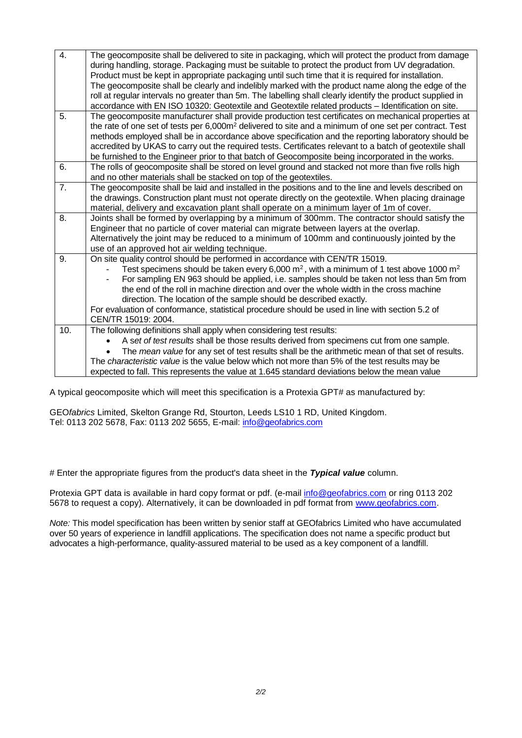| | |
|---|---|
| 4. | The geocomposite shall be delivered to site in packaging, which will protect the product from damage during handling, storage. Packaging must be suitable to protect the product from UV degradation. Product must be kept in appropriate packaging until such time that it is required for installation. The geocomposite shall be clearly and indelibly marked with the product name along the edge of the roll at regular intervals no greater than 5m. The labelling shall clearly identify the product supplied in accordance with EN ISO 10320: Geotextile and Geotextile related products – Identification on site. |
| 5. | The geocomposite manufacturer shall provide production test certificates on mechanical properties at the rate of one set of tests per 6,000m$^2$ delivered to site and a minimum of one set per contract. Test methods employed shall be in accordance above specification and the reporting laboratory should be accredited by UKAS to carry out the required tests. Certificates relevant to a batch of geotextile shall be furnished to the Engineer prior to that batch of Geocomposite being incorporated in the works. |
| 6. | The rolls of geocomposite shall be stored on level ground and stacked not more than five rolls high and no other materials shall be stacked on top of the geotextiles. |
| 7. | The geocomposite shall be laid and installed in the positions and to the line and levels described on the drawings. Construction plant must not operate directly on the geotextile. When placing drainage material, delivery and excavation plant shall operate on a minimum layer of 1m of cover. |
| 8. | Joints shall be formed by overlapping by a minimum of 300mm. The contractor should satisfy the Engineer that no particle of cover material can migrate between layers at the overlap. Alternatively the joint may be reduced to a minimum of 100mm and continuously jointed by the use of an approved hot air welding technique. |
| 9. | On site quality control should be performed in accordance with CEN/TR 15019.<br>- Test specimens should be taken every 6,000 m$^2$, with a minimum of 1 test above 1000 m$^2$<br>- For sampling EN 963 should be applied, i.e. samples should be taken not less than 5m from the end of the roll in machine direction and over the whole width in the cross machine direction. The location of the sample should be described exactly.<br>For evaluation of conformance, statistical procedure should be used in line with section 5.2 of CEN/TR 15019: 2004. |
| 10. | The following definitions shall apply when considering test results:<br>• A *set of test results* shall be those results derived from specimens cut from one sample.<br>• The *mean value* for any set of test results shall be the arithmetic mean of that set of results.<br>The *characteristic value* is the value below which not more than 5% of the test results may be expected to fall. This represents the value at 1.645 standard deviations below the mean value |

A typical geocomposite which will meet this specification is a Protexia GPT# as manufactured by:

GEO*fabrics* Limited, Skelton Grange Rd, Stourton, Leeds LS10 1 RD, United Kingdom.
Tel: 0113 202 5678, Fax: 0113 202 5655, E-mail: info@geofabrics.com

# Enter the appropriate figures from the product's data sheet in the ***Typical value*** column.

Protexia GPT data is available in hard copy format or pdf. (e-mail info@geofabrics.com or ring 0113 202 5678 to request a copy). Alternatively, it can be downloaded in pdf format from www.geofabrics.com.

*Note:* This model specification has been written by senior staff at GEOfabrics Limited who have accumulated over 50 years of experience in landfill applications. The specification does not name a specific product but advocates a high-performance, quality-assured material to be used as a key component of a landfill.